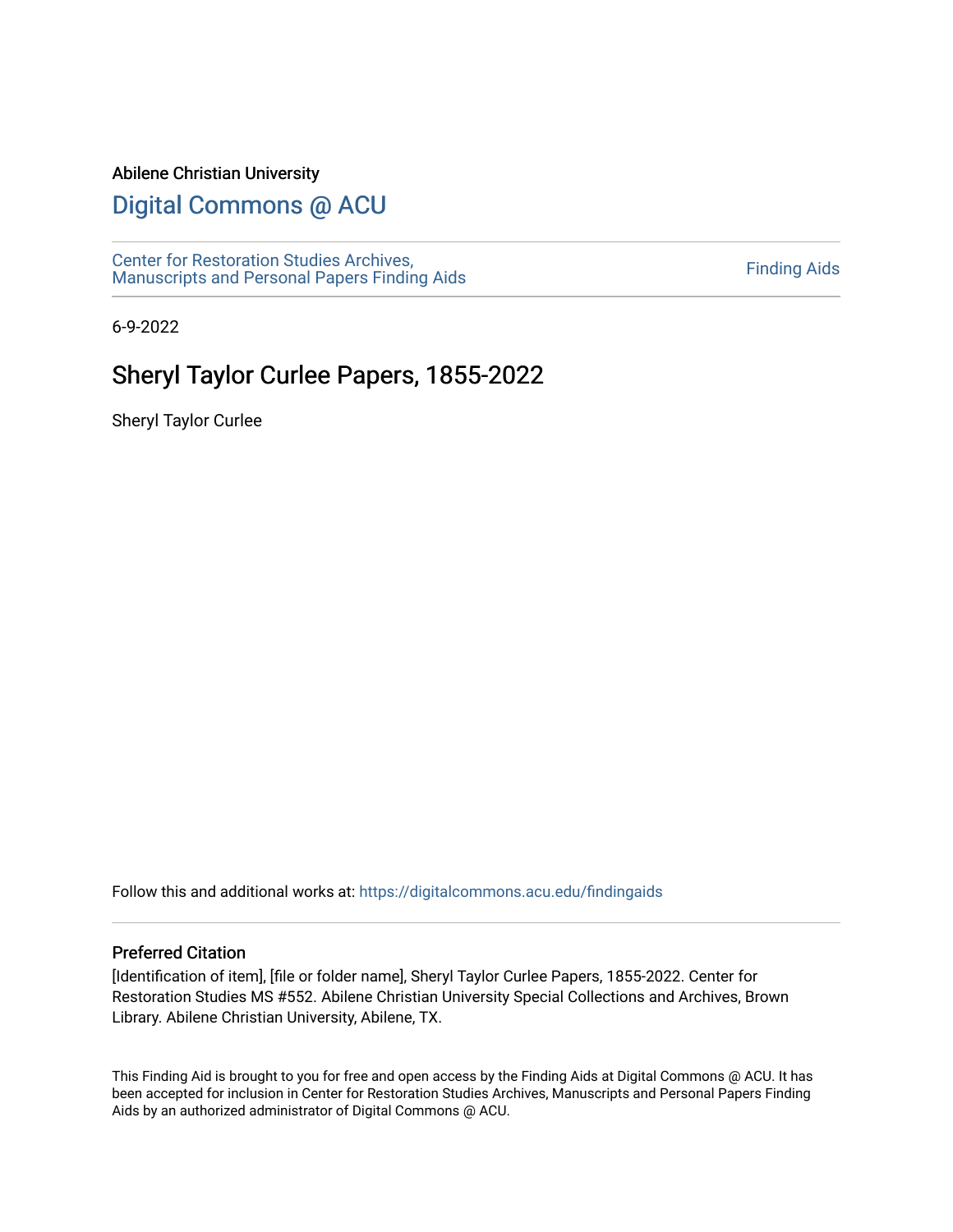Abilene Christian University

# Digital Commons @ ACU

Center for Restoration Studies Archives, Manuscripts and Personal Papers Finding Aids

Finding Aids

6-9-2022

## Sheryl Taylor Curlee Papers, 1855-2022

Sheryl Taylor Curlee

Follow this and additional works at: https://digitalcommons.acu.edu/findingaids

### Preferred Citation

[Identification of item], [file or folder name], Sheryl Taylor Curlee Papers, 1855-2022. Center for Restoration Studies MS #552. Abilene Christian University Special Collections and Archives, Brown Library. Abilene Christian University, Abilene, TX.

This Finding Aid is brought to you for free and open access by the Finding Aids at Digital Commons @ ACU. It has been accepted for inclusion in Center for Restoration Studies Archives, Manuscripts and Personal Papers Finding Aids by an authorized administrator of Digital Commons @ ACU.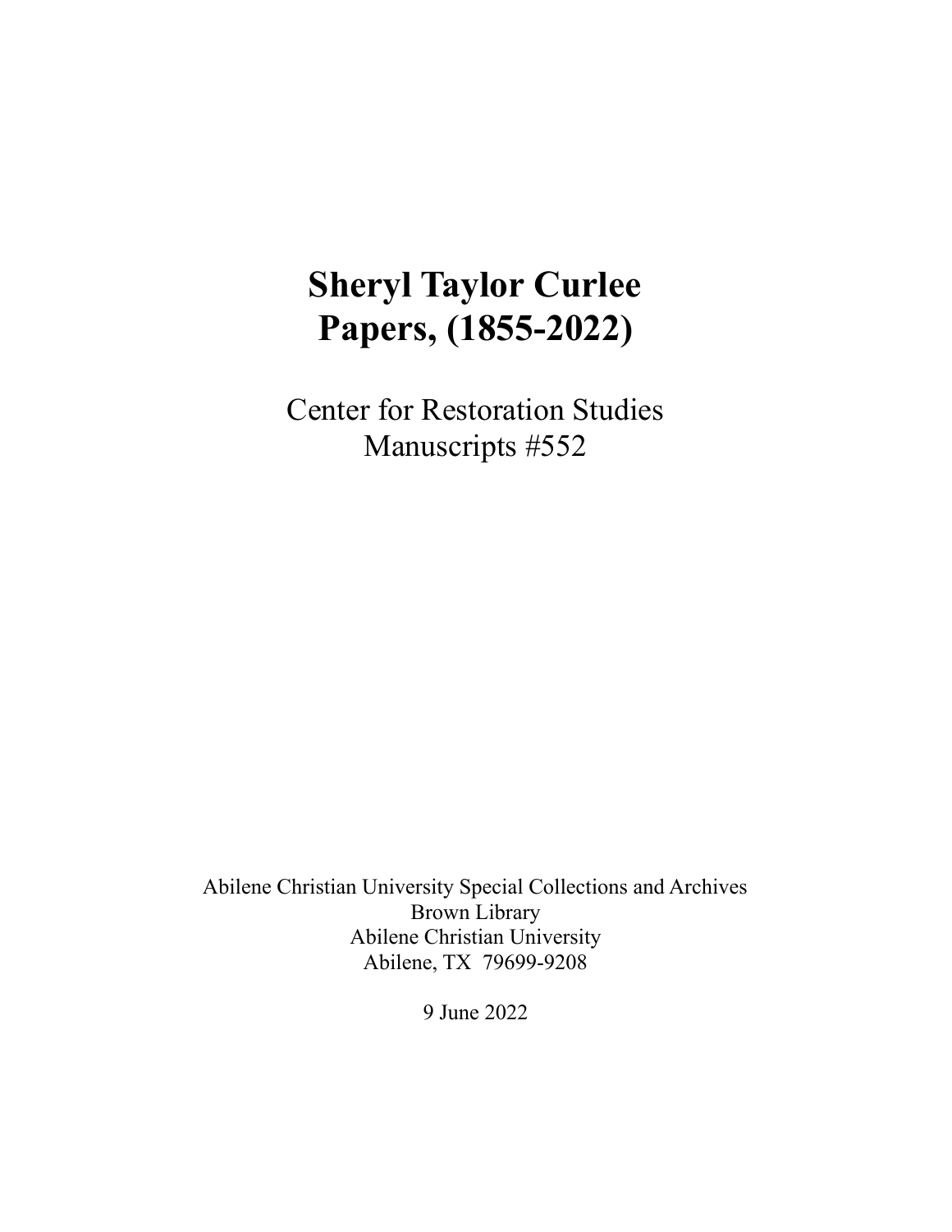# Sheryl Taylor Curlee Papers, (1855-2022)

Center for Restoration Studies
Manuscripts #552

Abilene Christian University Special Collections and Archives
Brown Library
Abilene Christian University
Abilene, TX 79699-9208

9 June 2022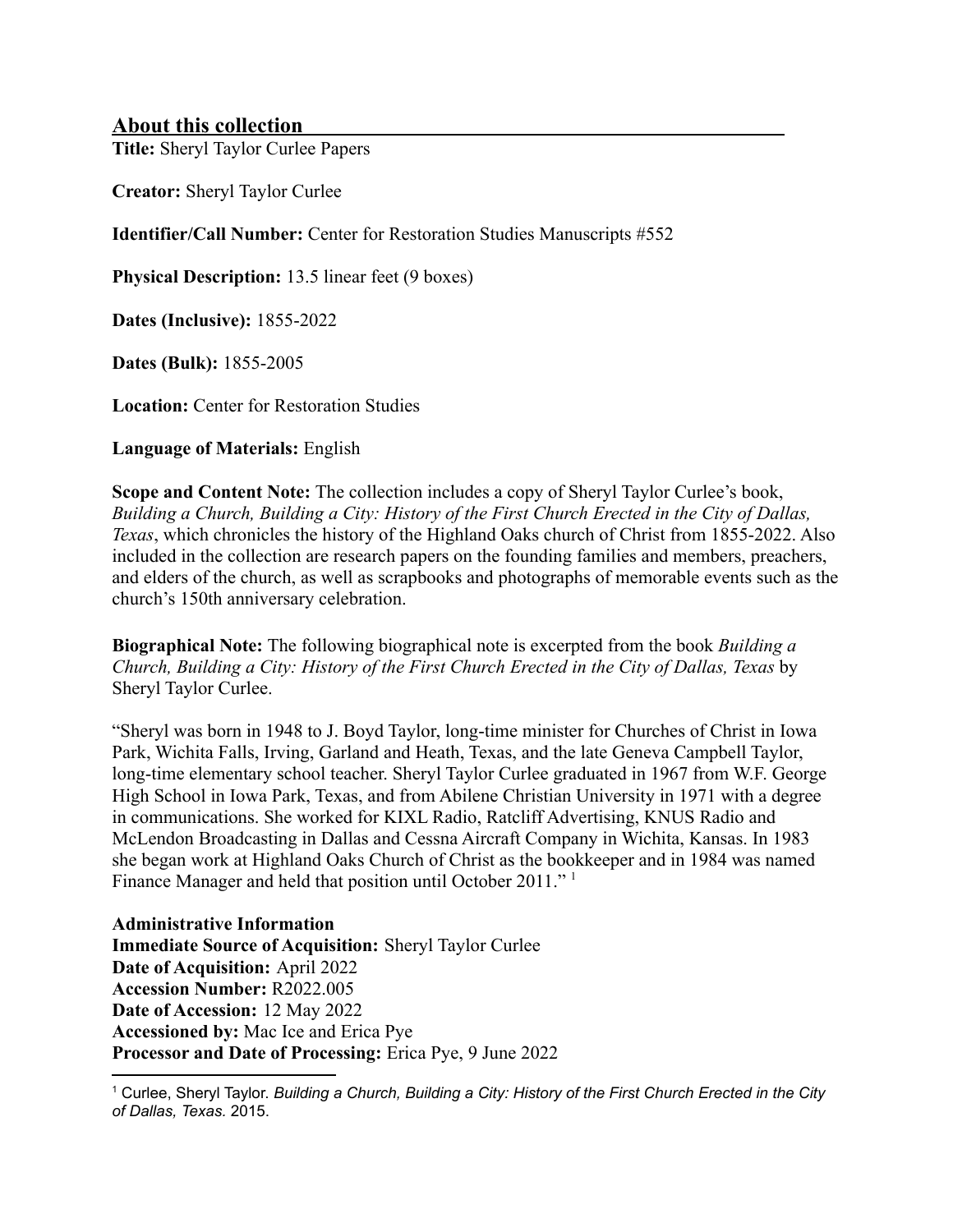## About this collection

**Title:** Sheryl Taylor Curlee Papers

**Creator:** Sheryl Taylor Curlee

**Identifier/Call Number:** Center for Restoration Studies Manuscripts #552

**Physical Description:** 13.5 linear feet (9 boxes)

**Dates (Inclusive):** 1855-2022

**Dates (Bulk):** 1855-2005

**Location:** Center for Restoration Studies

**Language of Materials:** English

**Scope and Content Note:** The collection includes a copy of Sheryl Taylor Curlee's book, *Building a Church, Building a City: History of the First Church Erected in the City of Dallas, Texas*, which chronicles the history of the Highland Oaks church of Christ from 1855-2022. Also included in the collection are research papers on the founding families and members, preachers, and elders of the church, as well as scrapbooks and photographs of memorable events such as the church's 150th anniversary celebration.

**Biographical Note:** The following biographical note is excerpted from the book *Building a Church, Building a City: History of the First Church Erected in the City of Dallas, Texas* by Sheryl Taylor Curlee.

"Sheryl was born in 1948 to J. Boyd Taylor, long-time minister for Churches of Christ in Iowa Park, Wichita Falls, Irving, Garland and Heath, Texas, and the late Geneva Campbell Taylor, long-time elementary school teacher. Sheryl Taylor Curlee graduated in 1967 from W.F. George High School in Iowa Park, Texas, and from Abilene Christian University in 1971 with a degree in communications. She worked for KIXL Radio, Ratcliff Advertising, KNUS Radio and McLendon Broadcasting in Dallas and Cessna Aircraft Company in Wichita, Kansas. In 1983 she began work at Highland Oaks Church of Christ as the bookkeeper and in 1984 was named Finance Manager and held that position until October 2011." [1]

**Administrative Information**
**Immediate Source of Acquisition:** Sheryl Taylor Curlee
**Date of Acquisition:** April 2022
**Accession Number:** R2022.005
**Date of Accession:** 12 May 2022
**Accessioned by:** Mac Ice and Erica Pye
**Processor and Date of Processing:** Erica Pye, 9 June 2022

---

[1] Curlee, Sheryl Taylor. *Building a Church, Building a City: History of the First Church Erected in the City of Dallas, Texas.* 2015.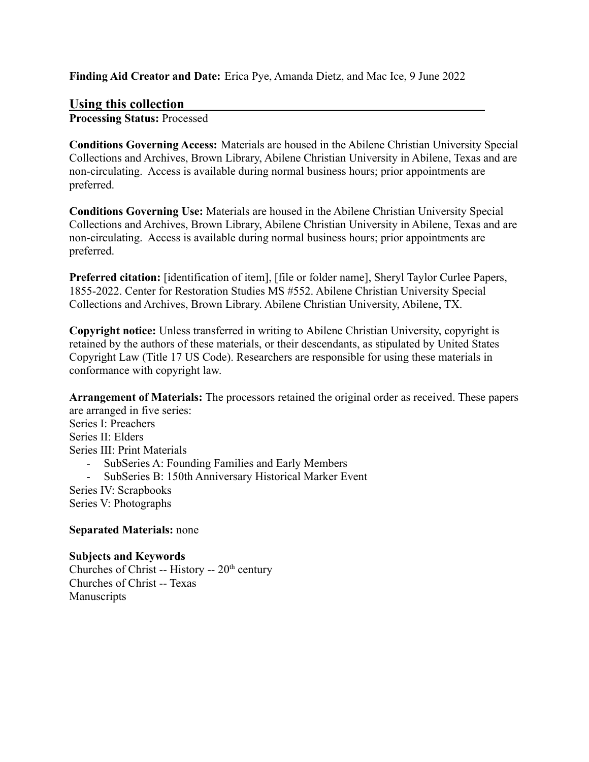**Finding Aid Creator and Date:** Erica Pye, Amanda Dietz, and Mac Ice, 9 June 2022

## Using this collection

**Processing Status:** Processed

**Conditions Governing Access:** Materials are housed in the Abilene Christian University Special Collections and Archives, Brown Library, Abilene Christian University in Abilene, Texas and are non-circulating. Access is available during normal business hours; prior appointments are preferred.

**Conditions Governing Use:** Materials are housed in the Abilene Christian University Special Collections and Archives, Brown Library, Abilene Christian University in Abilene, Texas and are non-circulating. Access is available during normal business hours; prior appointments are preferred.

**Preferred citation:** [identification of item], [file or folder name], Sheryl Taylor Curlee Papers, 1855-2022. Center for Restoration Studies MS #552. Abilene Christian University Special Collections and Archives, Brown Library. Abilene Christian University, Abilene, TX.

**Copyright notice:** Unless transferred in writing to Abilene Christian University, copyright is retained by the authors of these materials, or their descendants, as stipulated by United States Copyright Law (Title 17 US Code). Researchers are responsible for using these materials in conformance with copyright law.

**Arrangement of Materials:** The processors retained the original order as received. These papers are arranged in five series:

Series I: Preachers
Series II: Elders
Series III: Print Materials

- SubSeries A: Founding Families and Early Members
- SubSeries B: 150th Anniversary Historical Marker Event

Series IV: Scrapbooks
Series V: Photographs

**Separated Materials:** none

**Subjects and Keywords**

Churches of Christ -- History -- 20th century
Churches of Christ -- Texas
Manuscripts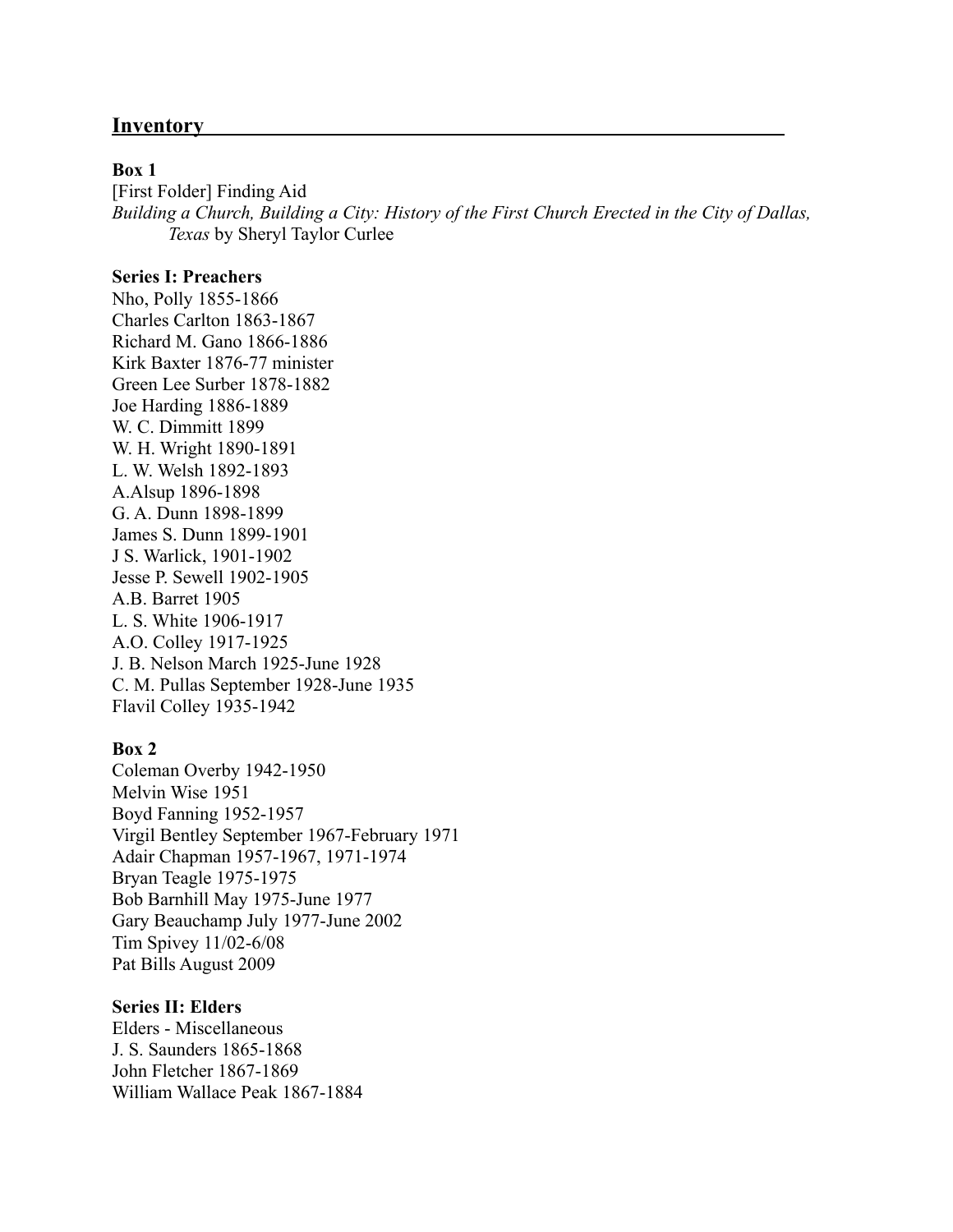## Inventory

**Box 1**

[First Folder] Finding Aid

*Building a Church, Building a City: History of the First Church Erected in the City of Dallas, Texas* by Sheryl Taylor Curlee

**Series I: Preachers**

Nho, Polly 1855-1866
Charles Carlton 1863-1867
Richard M. Gano 1866-1886
Kirk Baxter 1876-77 minister
Green Lee Surber 1878-1882
Joe Harding 1886-1889
W. C. Dimmitt 1899
W. H. Wright 1890-1891
L. W. Welsh 1892-1893
A.Alsup 1896-1898
G. A. Dunn 1898-1899
James S. Dunn 1899-1901
J S. Warlick, 1901-1902
Jesse P. Sewell 1902-1905
A.B. Barret 1905
L. S. White 1906-1917
A.O. Colley 1917-1925
J. B. Nelson March 1925-June 1928
C. M. Pullas September 1928-June 1935
Flavil Colley 1935-1942

**Box 2**

Coleman Overby 1942-1950
Melvin Wise 1951
Boyd Fanning 1952-1957
Virgil Bentley September 1967-February 1971
Adair Chapman 1957-1967, 1971-1974
Bryan Teagle 1975-1975
Bob Barnhill May 1975-June 1977
Gary Beauchamp July 1977-June 2002
Tim Spivey 11/02-6/08
Pat Bills August 2009

**Series II: Elders**

Elders - Miscellaneous
J. S. Saunders 1865-1868
John Fletcher 1867-1869
William Wallace Peak 1867-1884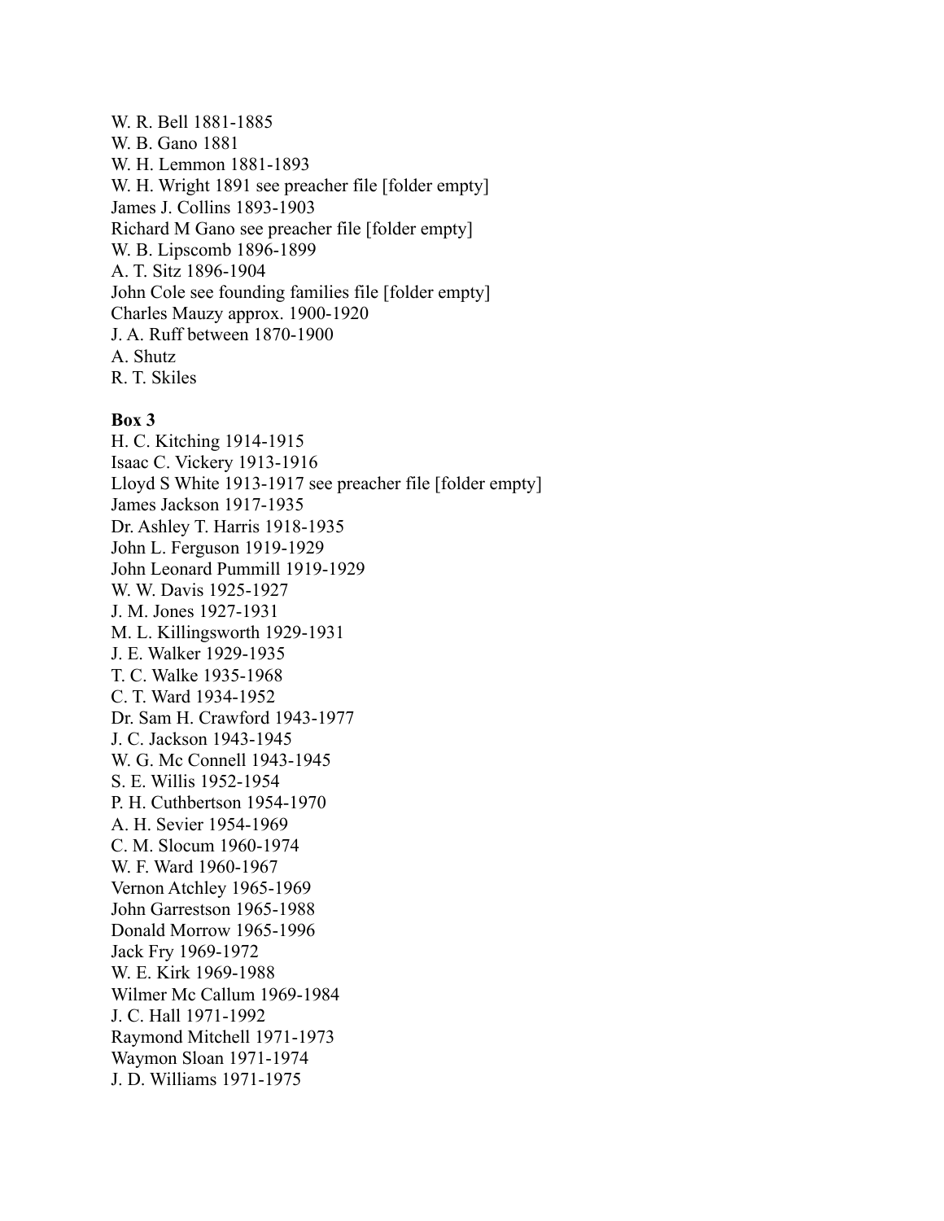W. R. Bell 1881-1885
W. B. Gano 1881
W. H. Lemmon 1881-1893
W. H. Wright 1891 see preacher file [folder empty]
James J. Collins 1893-1903
Richard M Gano see preacher file [folder empty]
W. B. Lipscomb 1896-1899
A. T. Sitz 1896-1904
John Cole see founding families file [folder empty]
Charles Mauzy approx. 1900-1920
J. A. Ruff between 1870-1900
A. Shutz
R. T. Skiles

**Box 3**

H. C. Kitching 1914-1915
Isaac C. Vickery 1913-1916
Lloyd S White 1913-1917 see preacher file [folder empty]
James Jackson 1917-1935
Dr. Ashley T. Harris 1918-1935
John L. Ferguson 1919-1929
John Leonard Pummill 1919-1929
W. W. Davis 1925-1927
J. M. Jones 1927-1931
M. L. Killingsworth 1929-1931
J. E. Walker 1929-1935
T. C. Walke 1935-1968
C. T. Ward 1934-1952
Dr. Sam H. Crawford 1943-1977
J. C. Jackson 1943-1945
W. G. Mc Connell 1943-1945
S. E. Willis 1952-1954
P. H. Cuthbertson 1954-1970
A. H. Sevier 1954-1969
C. M. Slocum 1960-1974
W. F. Ward 1960-1967
Vernon Atchley 1965-1969
John Garrestson 1965-1988
Donald Morrow 1965-1996
Jack Fry 1969-1972
W. E. Kirk 1969-1988
Wilmer Mc Callum 1969-1984
J. C. Hall 1971-1992
Raymond Mitchell 1971-1973
Waymon Sloan 1971-1974
J. D. Williams 1971-1975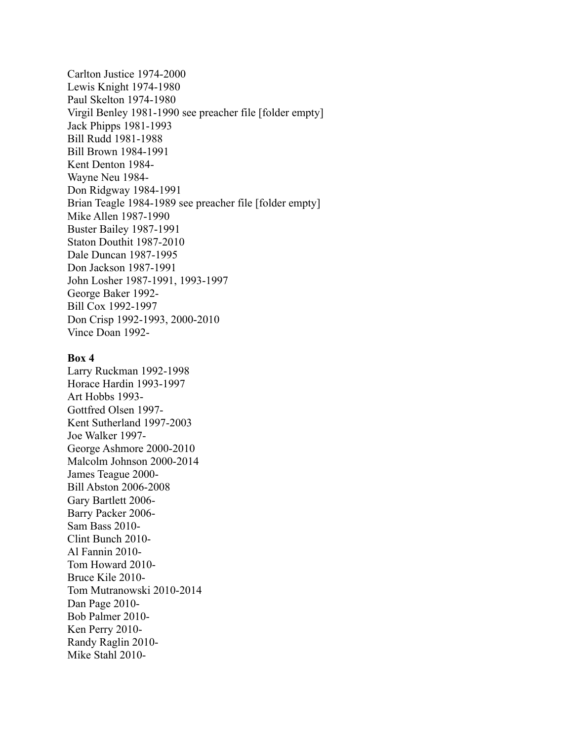Carlton Justice 1974-2000
Lewis Knight 1974-1980
Paul Skelton 1974-1980
Virgil Benley 1981-1990 see preacher file [folder empty]
Jack Phipps 1981-1993
Bill Rudd 1981-1988
Bill Brown 1984-1991
Kent Denton 1984-
Wayne Neu 1984-
Don Ridgway 1984-1991
Brian Teagle 1984-1989 see preacher file [folder empty]
Mike Allen 1987-1990
Buster Bailey 1987-1991
Staton Douthit 1987-2010
Dale Duncan 1987-1995
Don Jackson 1987-1991
John Losher 1987-1991, 1993-1997
George Baker 1992-
Bill Cox 1992-1997
Don Crisp 1992-1993, 2000-2010
Vince Doan 1992-

**Box 4**

Larry Ruckman 1992-1998
Horace Hardin 1993-1997
Art Hobbs 1993-
Gottfred Olsen 1997-
Kent Sutherland 1997-2003
Joe Walker 1997-
George Ashmore 2000-2010
Malcolm Johnson 2000-2014
James Teague 2000-
Bill Abston 2006-2008
Gary Bartlett 2006-
Barry Packer 2006-
Sam Bass 2010-
Clint Bunch 2010-
Al Fannin 2010-
Tom Howard 2010-
Bruce Kile 2010-
Tom Mutranowski 2010-2014
Dan Page 2010-
Bob Palmer 2010-
Ken Perry 2010-
Randy Raglin 2010-
Mike Stahl 2010-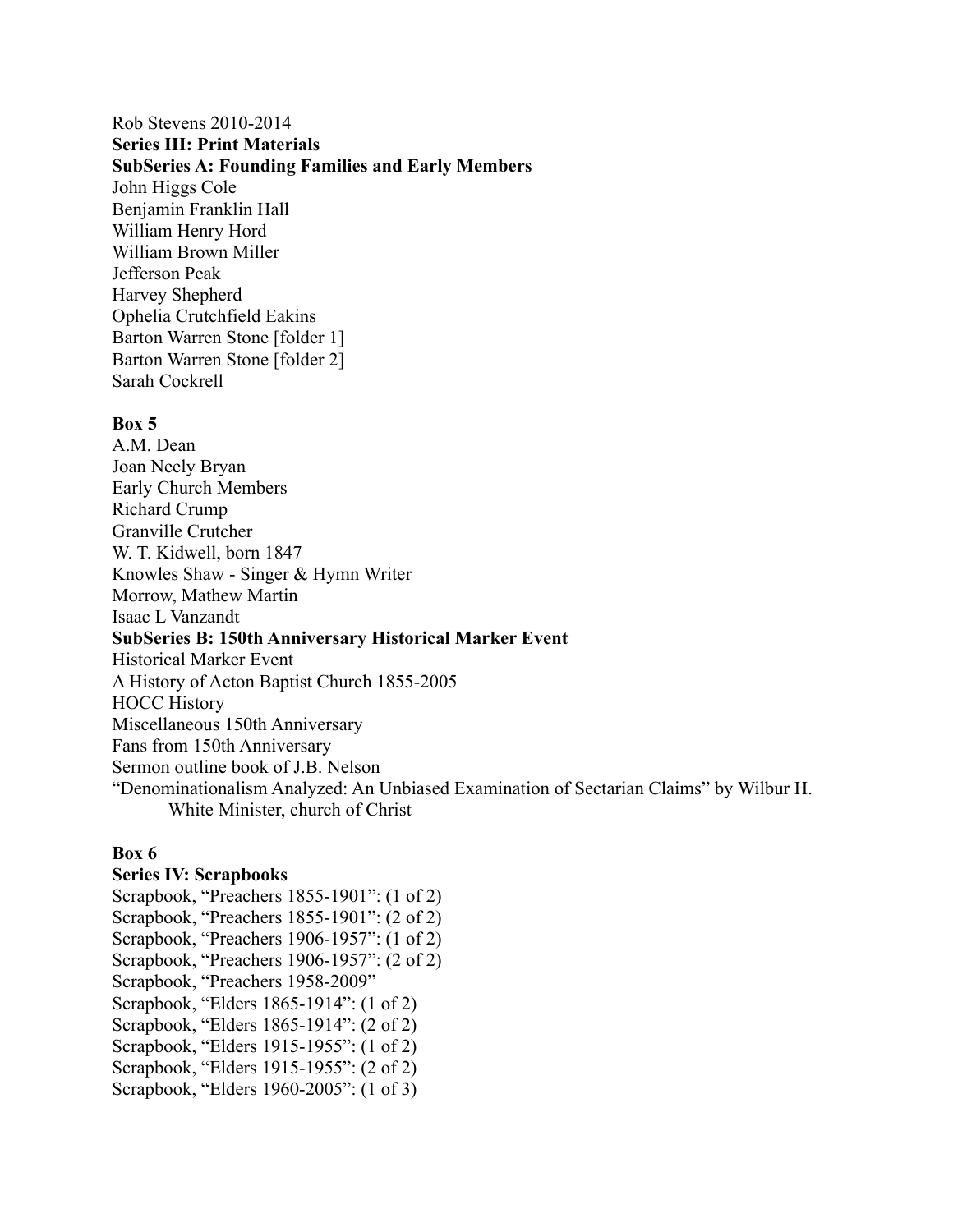Rob Stevens 2010-2014

**Series III: Print Materials**

**SubSeries A: Founding Families and Early Members**

John Higgs Cole
Benjamin Franklin Hall
William Henry Hord
William Brown Miller
Jefferson Peak
Harvey Shepherd
Ophelia Crutchfield Eakins
Barton Warren Stone [folder 1]
Barton Warren Stone [folder 2]
Sarah Cockrell

**Box 5**

A.M. Dean
Joan Neely Bryan
Early Church Members
Richard Crump
Granville Crutcher
W. T. Kidwell, born 1847
Knowles Shaw - Singer & Hymn Writer
Morrow, Mathew Martin
Isaac L Vanzandt

**SubSeries B: 150th Anniversary Historical Marker Event**

Historical Marker Event
A History of Acton Baptist Church 1855-2005
HOCC History
Miscellaneous 150th Anniversary
Fans from 150th Anniversary
Sermon outline book of J.B. Nelson
"Denominationalism Analyzed: An Unbiased Examination of Sectarian Claims" by Wilbur H. White Minister, church of Christ

**Box 6**

**Series IV: Scrapbooks**

Scrapbook, "Preachers 1855-1901": (1 of 2)
Scrapbook, "Preachers 1855-1901": (2 of 2)
Scrapbook, "Preachers 1906-1957": (1 of 2)
Scrapbook, "Preachers 1906-1957": (2 of 2)
Scrapbook, "Preachers 1958-2009"
Scrapbook, "Elders 1865-1914": (1 of 2)
Scrapbook, "Elders 1865-1914": (2 of 2)
Scrapbook, "Elders 1915-1955": (1 of 2)
Scrapbook, "Elders 1915-1955": (2 of 2)
Scrapbook, "Elders 1960-2005": (1 of 3)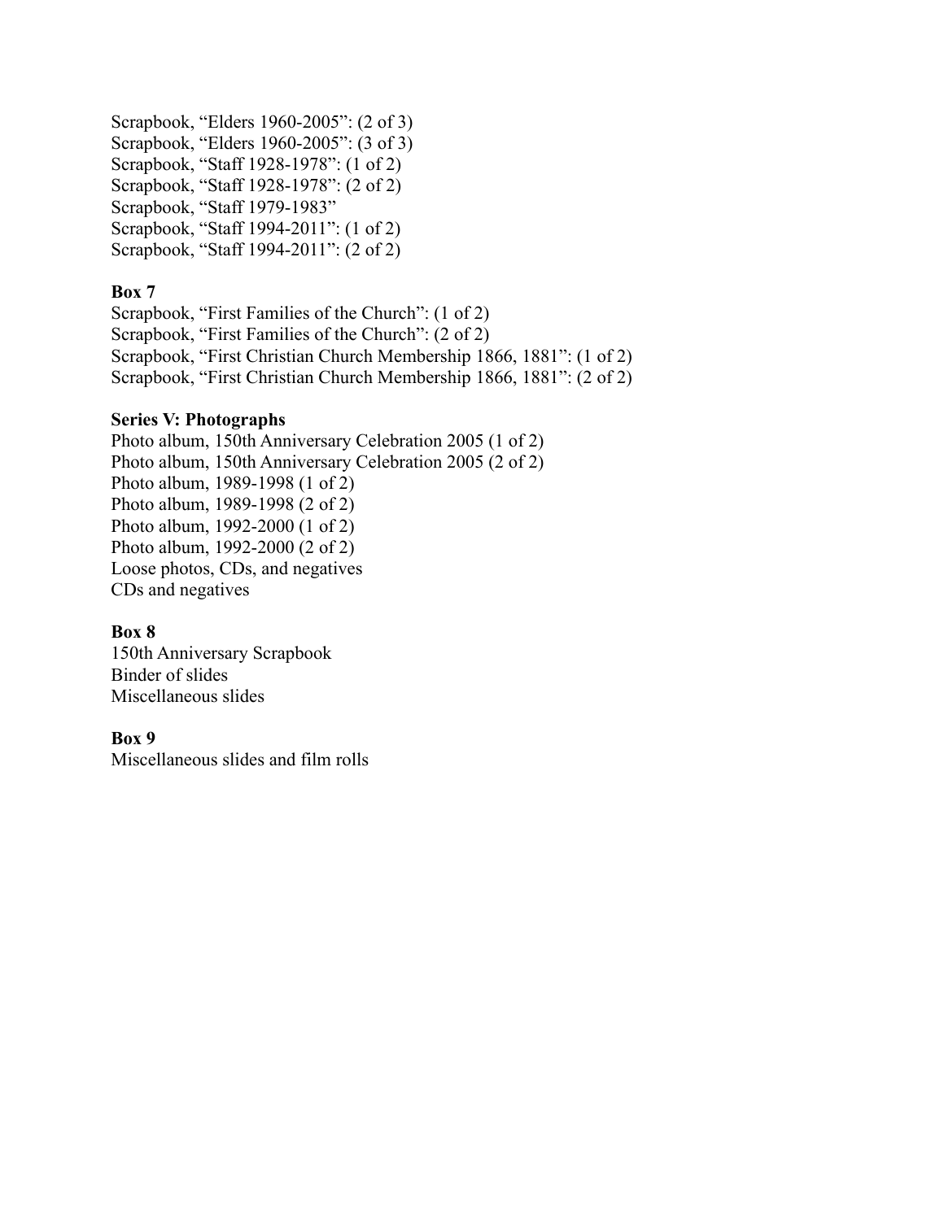Scrapbook, “Elders 1960-2005”: (2 of 3)
Scrapbook, “Elders 1960-2005”: (3 of 3)
Scrapbook, “Staff 1928-1978”: (1 of 2)
Scrapbook, “Staff 1928-1978”: (2 of 2)
Scrapbook, “Staff 1979-1983”
Scrapbook, “Staff 1994-2011”: (1 of 2)
Scrapbook, “Staff 1994-2011”: (2 of 2)

**Box 7**
Scrapbook, “First Families of the Church”: (1 of 2)
Scrapbook, “First Families of the Church”: (2 of 2)
Scrapbook, “First Christian Church Membership 1866, 1881”: (1 of 2)
Scrapbook, “First Christian Church Membership 1866, 1881”: (2 of 2)

**Series V: Photographs**
Photo album, 150th Anniversary Celebration 2005 (1 of 2)
Photo album, 150th Anniversary Celebration 2005 (2 of 2)
Photo album, 1989-1998 (1 of 2)
Photo album, 1989-1998 (2 of 2)
Photo album, 1992-2000 (1 of 2)
Photo album, 1992-2000 (2 of 2)
Loose photos, CDs, and negatives
CDs and negatives

**Box 8**
150th Anniversary Scrapbook
Binder of slides
Miscellaneous slides

**Box 9**
Miscellaneous slides and film rolls